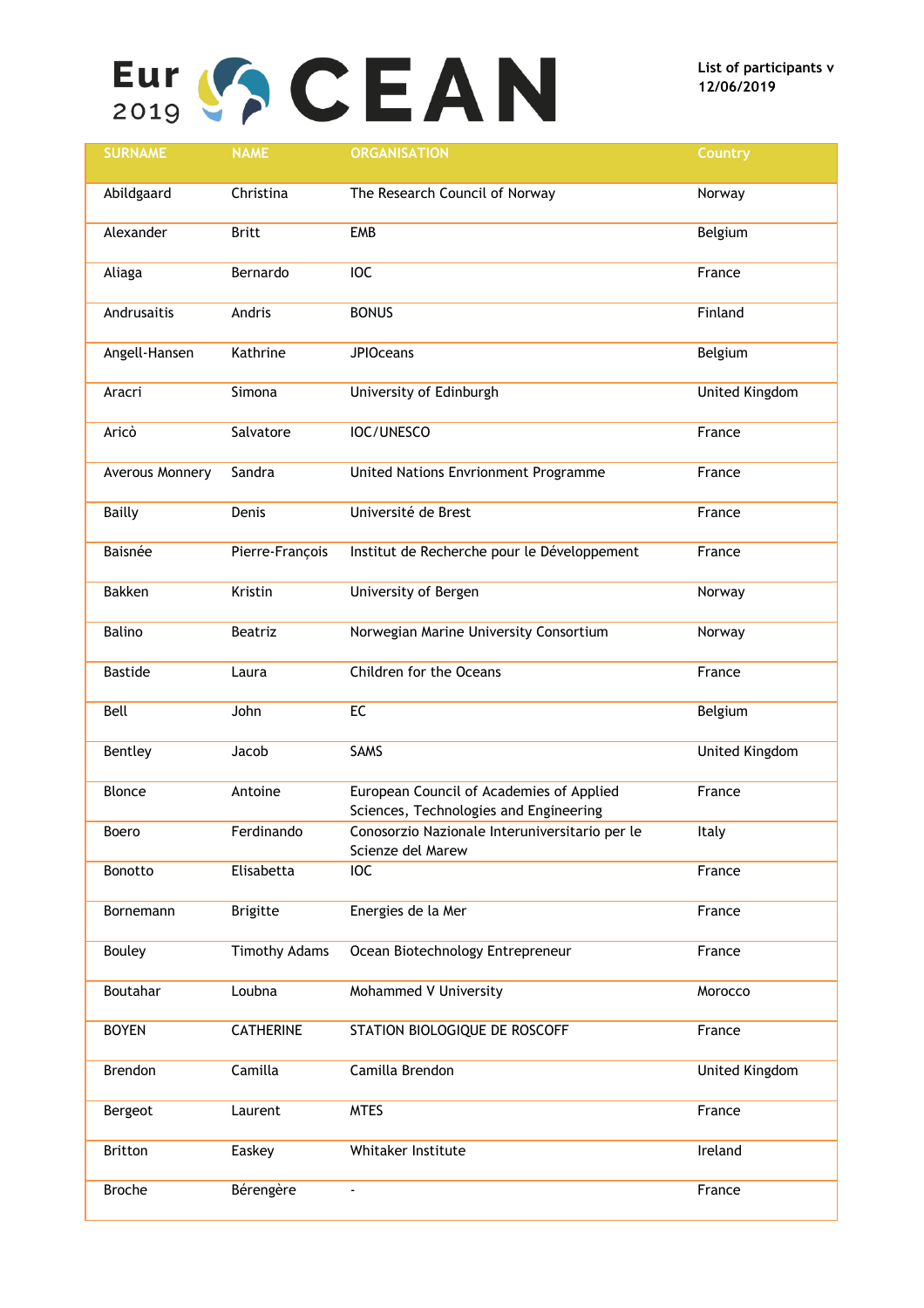# EurOCEAN 2019

List of participants v 12/06/2019

| SURNAME | NAME | ORGANISATION | Country |
|---|---|---|---|
| Abildgaard | Christina | The Research Council of Norway | Norway |
| Alexander | Britt | EMB | Belgium |
| Aliaga | Bernardo | IOC | France |
| Andrusaitis | Andris | BONUS | Finland |
| Angell-Hansen | Kathrine | JPIOceans | Belgium |
| Aracri | Simona | University of Edinburgh | United Kingdom |
| Aricò | Salvatore | IOC/UNESCO | France |
| Averous Monnery | Sandra | United Nations Envrionment Programme | France |
| Bailly | Denis | Université de Brest | France |
| Baisnée | Pierre-François | Institut de Recherche pour le Développement | France |
| Bakken | Kristin | University of Bergen | Norway |
| Balino | Beatriz | Norwegian Marine University Consortium | Norway |
| Bastide | Laura | Children for the Oceans | France |
| Bell | John | EC | Belgium |
| Bentley | Jacob | SAMS | United Kingdom |
| Blonce | Antoine | European Council of Academies of Applied Sciences, Technologies and Engineering | France |
| Boero | Ferdinando | Conosorzio Nazionale Interuniversitario per le Scienze del Marew | Italy |
| Bonotto | Elisabetta | IOC | France |
| Bornemann | Brigitte | Energies de la Mer | France |
| Bouley | Timothy Adams | Ocean Biotechnology Entrepreneur | France |
| Boutahar | Loubna | Mohammed V University | Morocco |
| BOYEN | CATHERINE | STATION BIOLOGIQUE DE ROSCOFF | France |
| Brendon | Camilla | Camilla Brendon | United Kingdom |
| Bergeot | Laurent | MTES | France |
| Britton | Easkey | Whitaker Institute | Ireland |
| Broche | Bérengère | - | France |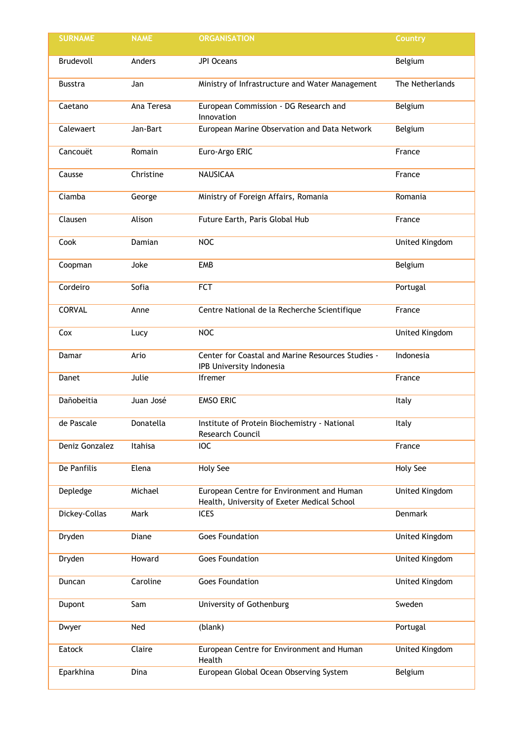| SURNAME | NAME | ORGANISATION | Country |
| --- | --- | --- | --- |
| Brudevoll | Anders | JPI Oceans | Belgium |
| Busstra | Jan | Ministry of Infrastructure and Water Management | The Netherlands |
| Caetano | Ana Teresa | European Commission - DG Research and Innovation | Belgium |
| Calewaert | Jan-Bart | European Marine Observation and Data Network | Belgium |
| Cancouët | Romain | Euro-Argo ERIC | France |
| Causse | Christine | NAUSICAA | France |
| Ciamba | George | Ministry of Foreign Affairs, Romania | Romania |
| Clausen | Alison | Future Earth, Paris Global Hub | France |
| Cook | Damian | NOC | United Kingdom |
| Coopman | Joke | EMB | Belgium |
| Cordeiro | Sofia | FCT | Portugal |
| CORVAL | Anne | Centre National de la Recherche Scientifique | France |
| Cox | Lucy | NOC | United Kingdom |
| Damar | Ario | Center for Coastal and Marine Resources Studies - IPB University Indonesia | Indonesia |
| Danet | Julie | Ifremer | France |
| Dañobeitia | Juan José | EMSO ERIC | Italy |
| de Pascale | Donatella | Institute of Protein Biochemistry - National Research Council | Italy |
| Deniz Gonzalez | Itahisa | IOC | France |
| De Panfilis | Elena | Holy See | Holy See |
| Depledge | Michael | European Centre for Environment and Human Health, University of Exeter Medical School | United Kingdom |
| Dickey-Collas | Mark | ICES | Denmark |
| Dryden | Diane | Goes Foundation | United Kingdom |
| Dryden | Howard | Goes Foundation | United Kingdom |
| Duncan | Caroline | Goes Foundation | United Kingdom |
| Dupont | Sam | University of Gothenburg | Sweden |
| Dwyer | Ned | (blank) | Portugal |
| Eatock | Claire | European Centre for Environment and Human Health | United Kingdom |
| Eparkhina | Dina | European Global Ocean Observing System | Belgium |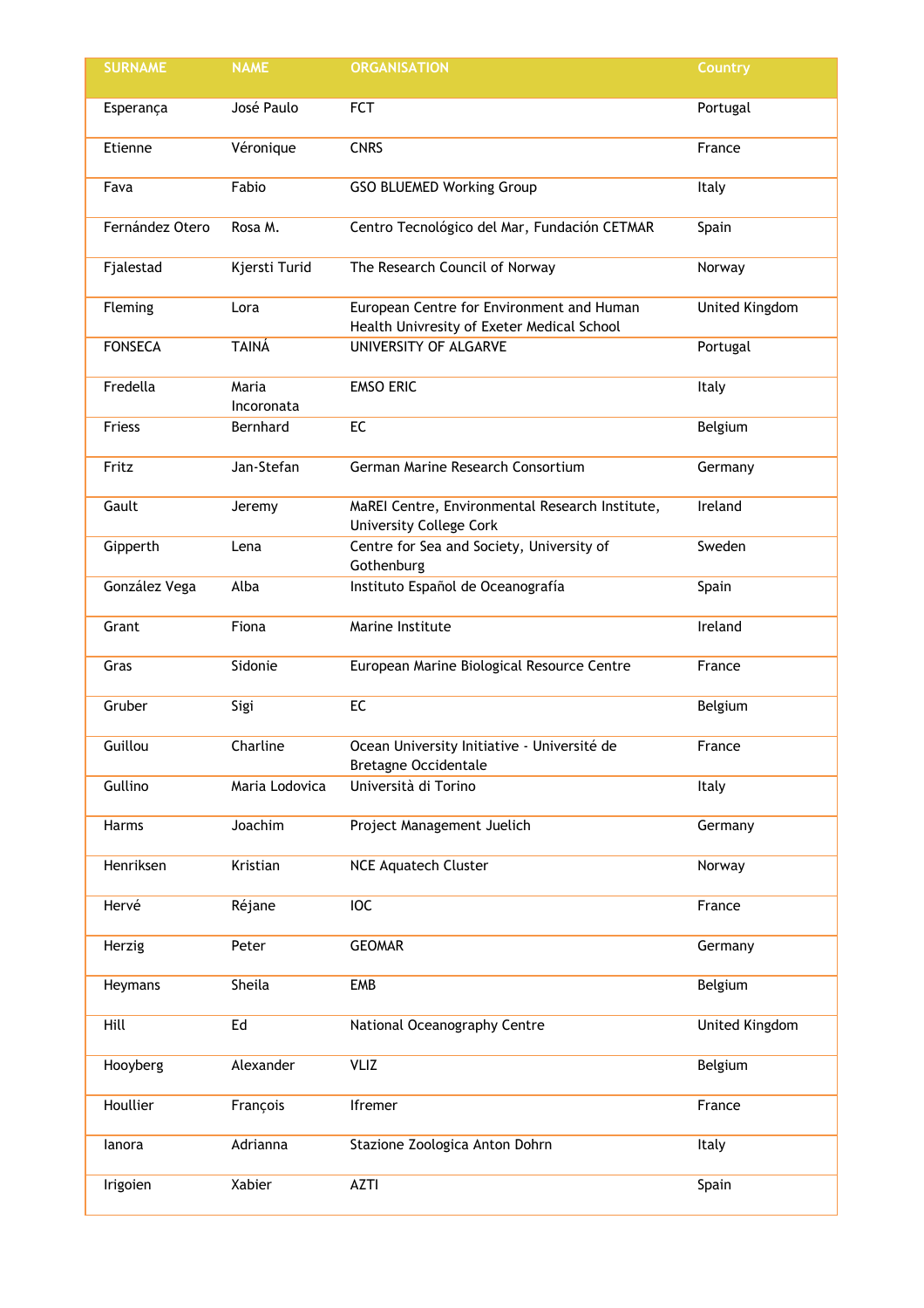| SURNAME | NAME | ORGANISATION | Country |
|---|---|---|---|
| Esperança | José Paulo | FCT | Portugal |
| Etienne | Véronique | CNRS | France |
| Fava | Fabio | GSO BLUEMED Working Group | Italy |
| Fernández Otero | Rosa M. | Centro Tecnológico del Mar, Fundación CETMAR | Spain |
| Fjalestad | Kjersti Turid | The Research Council of Norway | Norway |
| Fleming | Lora | European Centre for Environment and Human Health Univresity of Exeter Medical School | United Kingdom |
| FONSECA | TAINÁ | UNIVERSITY OF ALGARVE | Portugal |
| Fredella | Maria Incoronata | EMSO ERIC | Italy |
| Friess | Bernhard | EC | Belgium |
| Fritz | Jan-Stefan | German Marine Research Consortium | Germany |
| Gault | Jeremy | MaREI Centre, Environmental Research Institute, University College Cork | Ireland |
| Gipperth | Lena | Centre for Sea and Society, University of Gothenburg | Sweden |
| González Vega | Alba | Instituto Español de Oceanografía | Spain |
| Grant | Fiona | Marine Institute | Ireland |
| Gras | Sidonie | European Marine Biological Resource Centre | France |
| Gruber | Sigi | EC | Belgium |
| Guillou | Charline | Ocean University Initiative - Université de Bretagne Occidentale | France |
| Gullino | Maria Lodovica | Università di Torino | Italy |
| Harms | Joachim | Project Management Juelich | Germany |
| Henriksen | Kristian | NCE Aquatech Cluster | Norway |
| Hervé | Réjane | IOC | France |
| Herzig | Peter | GEOMAR | Germany |
| Heymans | Sheila | EMB | Belgium |
| Hill | Ed | National Oceanography Centre | United Kingdom |
| Hooyberg | Alexander | VLIZ | Belgium |
| Houllier | François | Ifremer | France |
| Ianora | Adrianna | Stazione Zoologica Anton Dohrn | Italy |
| Irigoien | Xabier | AZTI | Spain |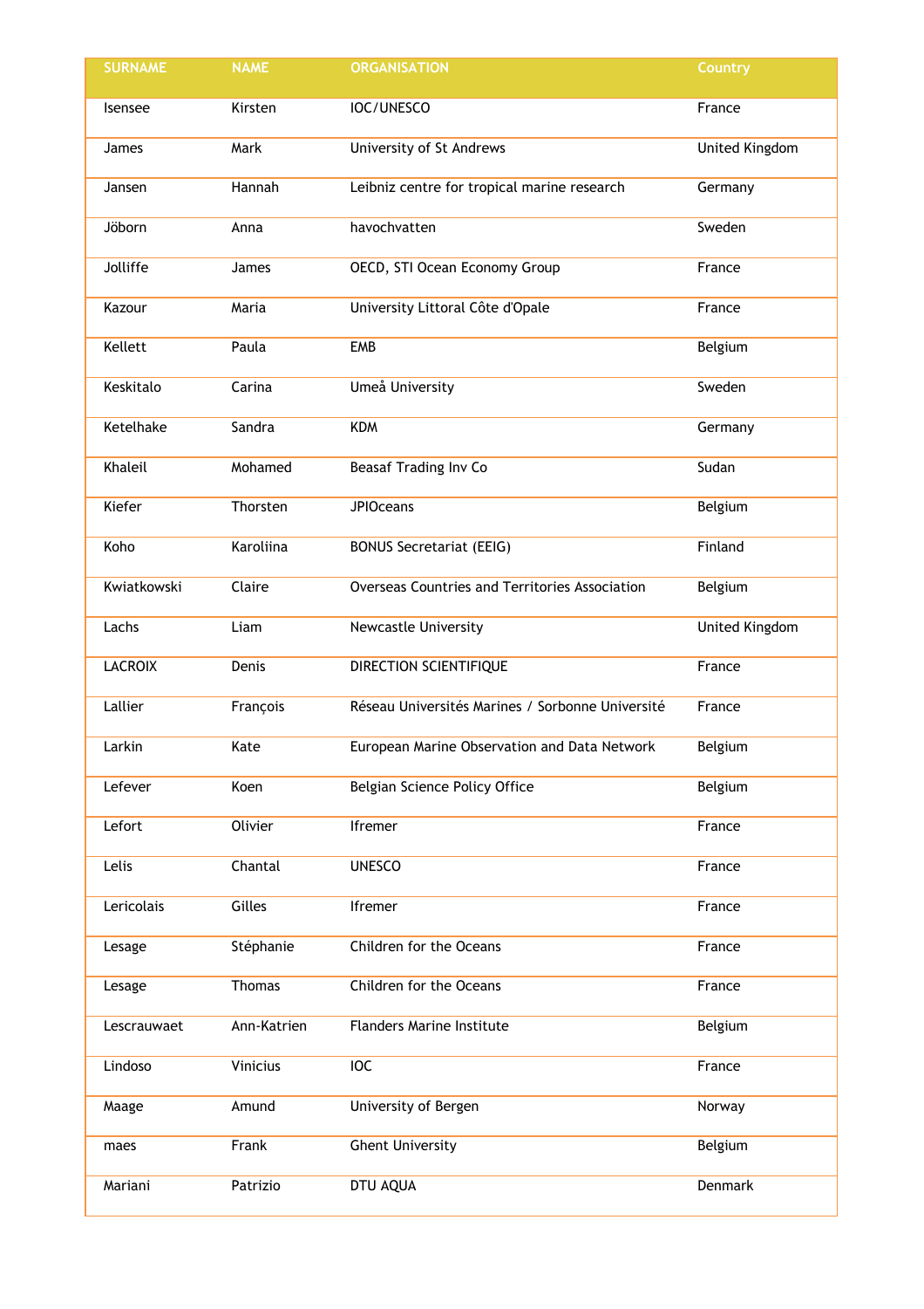| SURNAME | NAME | ORGANISATION | Country |
|---|---|---|---|
| Isensee | Kirsten | IOC/UNESCO | France |
| James | Mark | University of St Andrews | United Kingdom |
| Jansen | Hannah | Leibniz centre for tropical marine research | Germany |
| Jöborn | Anna | havochvatten | Sweden |
| Jolliffe | James | OECD, STI Ocean Economy Group | France |
| Kazour | Maria | University Littoral Côte d'Opale | France |
| Kellett | Paula | EMB | Belgium |
| Keskitalo | Carina | Umeå University | Sweden |
| Ketelhake | Sandra | KDM | Germany |
| Khaleil | Mohamed | Beasaf Trading Inv Co | Sudan |
| Kiefer | Thorsten | JPIOceans | Belgium |
| Koho | Karoliina | BONUS Secretariat (EEIG) | Finland |
| Kwiatkowski | Claire | Overseas Countries and Territories Association | Belgium |
| Lachs | Liam | Newcastle University | United Kingdom |
| LACROIX | Denis | DIRECTION SCIENTIFIQUE | France |
| Lallier | François | Réseau Universités Marines / Sorbonne Université | France |
| Larkin | Kate | European Marine Observation and Data Network | Belgium |
| Lefever | Koen | Belgian Science Policy Office | Belgium |
| Lefort | Olivier | Ifremer | France |
| Lelis | Chantal | UNESCO | France |
| Lericolais | Gilles | Ifremer | France |
| Lesage | Stéphanie | Children for the Oceans | France |
| Lesage | Thomas | Children for the Oceans | France |
| Lescrauwaet | Ann-Katrien | Flanders Marine Institute | Belgium |
| Lindoso | Vinicius | IOC | France |
| Maage | Amund | University of Bergen | Norway |
| maes | Frank | Ghent University | Belgium |
| Mariani | Patrizio | DTU AQUA | Denmark |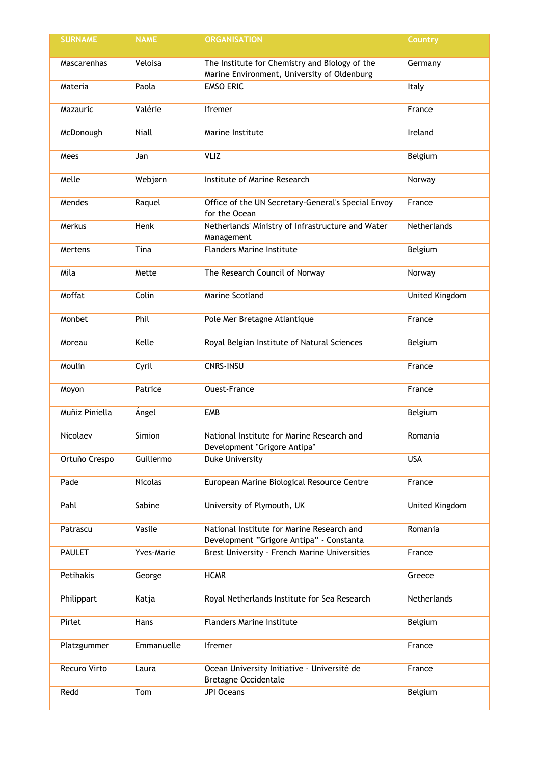| SURNAME | NAME | ORGANISATION | Country |
| --- | --- | --- | --- |
| Mascarenhas | Veloisa | The Institute for Chemistry and Biology of the Marine Environment, University of Oldenburg | Germany |
| Materia | Paola | EMSO ERIC | Italy |
| Mazauric | Valérie | Ifremer | France |
| McDonough | Niall | Marine Institute | Ireland |
| Mees | Jan | VLIZ | Belgium |
| Melle | Webjørn | Institute of Marine Research | Norway |
| Mendes | Raquel | Office of the UN Secretary-General's Special Envoy for the Ocean | France |
| Merkus | Henk | Netherlands' Ministry of Infrastructure and Water Management | Netherlands |
| Mertens | Tina | Flanders Marine Institute | Belgium |
| Mila | Mette | The Research Council of Norway | Norway |
| Moffat | Colin | Marine Scotland | United Kingdom |
| Monbet | Phil | Pole Mer Bretagne Atlantique | France |
| Moreau | Kelle | Royal Belgian Institute of Natural Sciences | Belgium |
| Moulin | Cyril | CNRS-INSU | France |
| Moyon | Patrice | Ouest-France | France |
| Muñiz Piniella | Ángel | EMB | Belgium |
| Nicolaev | Simion | National Institute for Marine Research and Development "Grigore Antipa" | Romania |
| Ortuño Crespo | Guillermo | Duke University | USA |
| Pade | Nicolas | European Marine Biological Resource Centre | France |
| Pahl | Sabine | University of Plymouth, UK | United Kingdom |
| Patrascu | Vasile | National Institute for Marine Research and Development "Grigore Antipa" - Constanta | Romania |
| PAULET | Yves-Marie | Brest University - French Marine Universities | France |
| Petihakis | George | HCMR | Greece |
| Philippart | Katja | Royal Netherlands Institute for Sea Research | Netherlands |
| Pirlet | Hans | Flanders Marine Institute | Belgium |
| Platzgummer | Emmanuelle | Ifremer | France |
| Recuro Virto | Laura | Ocean University Initiative - Université de Bretagne Occidentale | France |
| Redd | Tom | JPI Oceans | Belgium |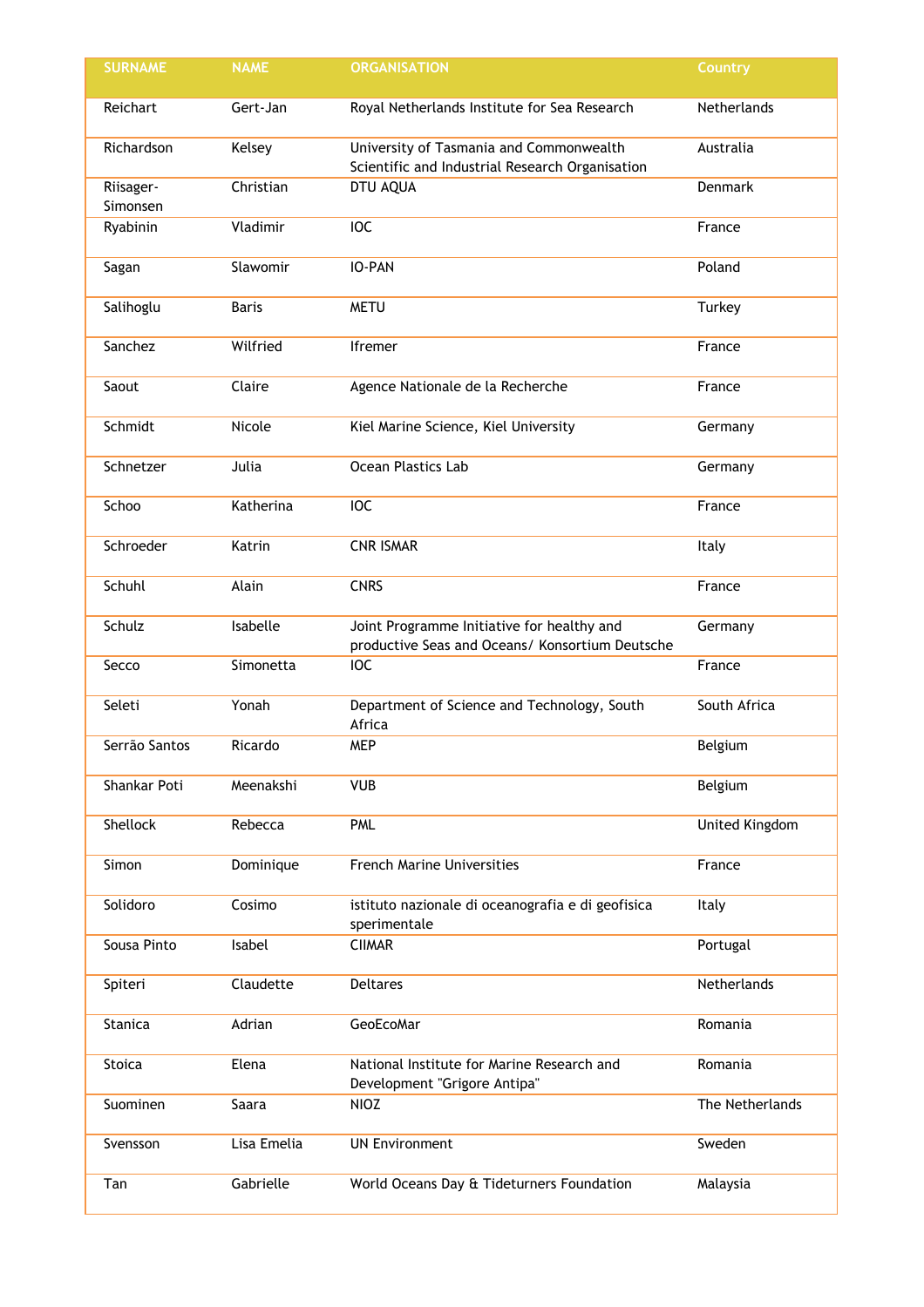| SURNAME | NAME | ORGANISATION | Country |
|---|---|---|---|
| Reichart | Gert-Jan | Royal Netherlands Institute for Sea Research | Netherlands |
| Richardson | Kelsey | University of Tasmania and Commonwealth Scientific and Industrial Research Organisation | Australia |
| Riisager-Simonsen | Christian | DTU AQUA | Denmark |
| Ryabinin | Vladimir | IOC | France |
| Sagan | Slawomir | IO-PAN | Poland |
| Salihoglu | Baris | METU | Turkey |
| Sanchez | Wilfried | Ifremer | France |
| Saout | Claire | Agence Nationale de la Recherche | France |
| Schmidt | Nicole | Kiel Marine Science, Kiel University | Germany |
| Schnetzer | Julia | Ocean Plastics Lab | Germany |
| Schoo | Katherina | IOC | France |
| Schroeder | Katrin | CNR ISMAR | Italy |
| Schuhl | Alain | CNRS | France |
| Schulz | Isabelle | Joint Programme Initiative for healthy and productive Seas and Oceans/ Konsortium Deutsche | Germany |
| Secco | Simonetta | IOC | France |
| Seleti | Yonah | Department of Science and Technology, South Africa | South Africa |
| Serrão Santos | Ricardo | MEP | Belgium |
| Shankar Poti | Meenakshi | VUB | Belgium |
| Shellock | Rebecca | PML | United Kingdom |
| Simon | Dominique | French Marine Universities | France |
| Solidoro | Cosimo | istituto nazionale di oceanografia e di geofisica sperimentale | Italy |
| Sousa Pinto | Isabel | CIIMAR | Portugal |
| Spiteri | Claudette | Deltares | Netherlands |
| Stanica | Adrian | GeoEcoMar | Romania |
| Stoica | Elena | National Institute for Marine Research and Development "Grigore Antipa" | Romania |
| Suominen | Saara | NIOZ | The Netherlands |
| Svensson | Lisa Emelia | UN Environment | Sweden |
| Tan | Gabrielle | World Oceans Day & Tideturners Foundation | Malaysia |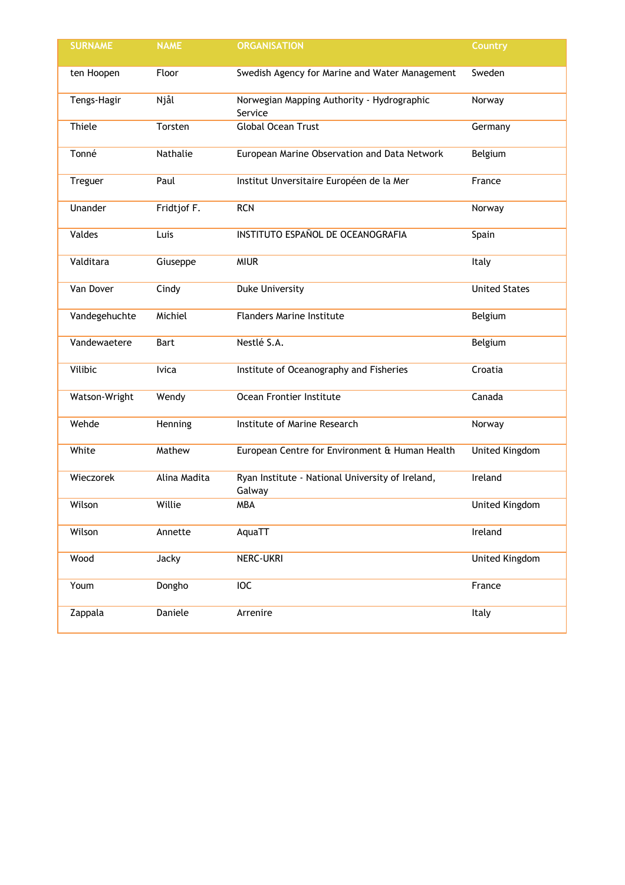| SURNAME | NAME | ORGANISATION | Country |
|---|---|---|---|
| ten Hoopen | Floor | Swedish Agency for Marine and Water Management | Sweden |
| Tengs-Hagir | Njål | Norwegian Mapping Authority - Hydrographic Service | Norway |
| Thiele | Torsten | Global Ocean Trust | Germany |
| Tonné | Nathalie | European Marine Observation and Data Network | Belgium |
| Treguer | Paul | Institut Unversitaire Européen de la Mer | France |
| Unander | Fridtjof F. | RCN | Norway |
| Valdes | Luis | INSTITUTO ESPAÑOL DE OCEANOGRAFIA | Spain |
| Valditara | Giuseppe | MIUR | Italy |
| Van Dover | Cindy | Duke University | United States |
| Vandegehuchte | Michiel | Flanders Marine Institute | Belgium |
| Vandewaetere | Bart | Nestlé S.A. | Belgium |
| Vilibic | Ivica | Institute of Oceanography and Fisheries | Croatia |
| Watson-Wright | Wendy | Ocean Frontier Institute | Canada |
| Wehde | Henning | Institute of Marine Research | Norway |
| White | Mathew | European Centre for Environment & Human Health | United Kingdom |
| Wieczorek | Alina Madita | Ryan Institute - National University of Ireland, Galway | Ireland |
| Wilson | Willie | MBA | United Kingdom |
| Wilson | Annette | AquaTT | Ireland |
| Wood | Jacky | NERC-UKRI | United Kingdom |
| Youm | Dongho | IOC | France |
| Zappala | Daniele | Arrenire | Italy |